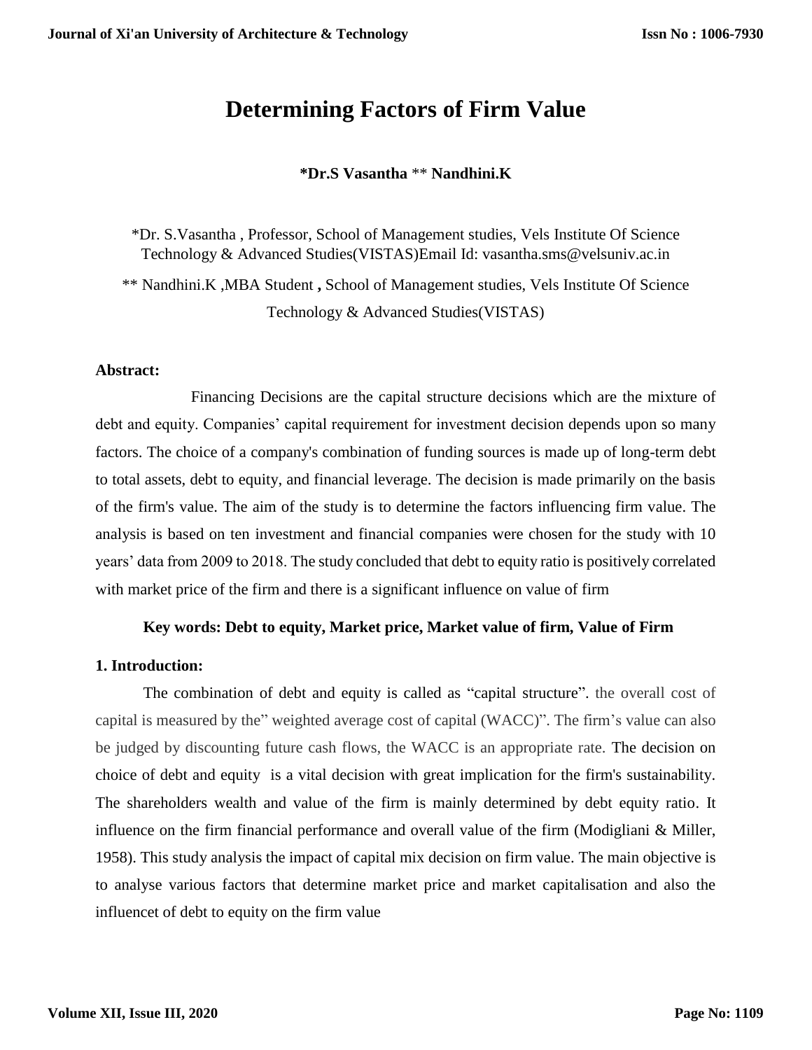# Determining Factors of Firm Value

**\*Dr.S Vasantha** \*\* **Nandhini.K**

\*Dr. S.Vasantha , Professor, School of Management studies, Vels Institute Of Science Technology & Advanced Studies(VISTAS)Email Id: vasantha.sms@velsuniv.ac.in

\*\* Nandhini.K ,MBA Student **,** School of Management studies, Vels Institute Of Science Technology & Advanced Studies(VISTAS)

**Abstract:**

Financing Decisions are the capital structure decisions which are the mixture of debt and equity. Companies' capital requirement for investment decision depends upon so many factors. The choice of a company's combination of funding sources is made up of long-term debt to total assets, debt to equity, and financial leverage. The decision is made primarily on the basis of the firm's value. The aim of the study is to determine the factors influencing firm value. The analysis is based on ten investment and financial companies were chosen for the study with 10 years' data from 2009 to 2018. The study concluded that debt to equity ratio is positively correlated with market price of the firm and there is a significant influence on value of firm

**Key words: Debt to equity, Market price, Market value of firm, Value of Firm**

## 1. Introduction:

The combination of debt and equity is called as "capital structure". the overall cost of capital is measured by the" weighted average cost of capital (WACC)". The firm's value can also be judged by discounting future cash flows, the WACC is an appropriate rate. The decision on choice of debt and equity is a vital decision with great implication for the firm's sustainability. The shareholders wealth and value of the firm is mainly determined by debt equity ratio. It influence on the firm financial performance and overall value of the firm (Modigliani & Miller, 1958). This study analysis the impact of capital mix decision on firm value. The main objective is to analyse various factors that determine market price and market capitalisation and also the influencet of debt to equity on the firm value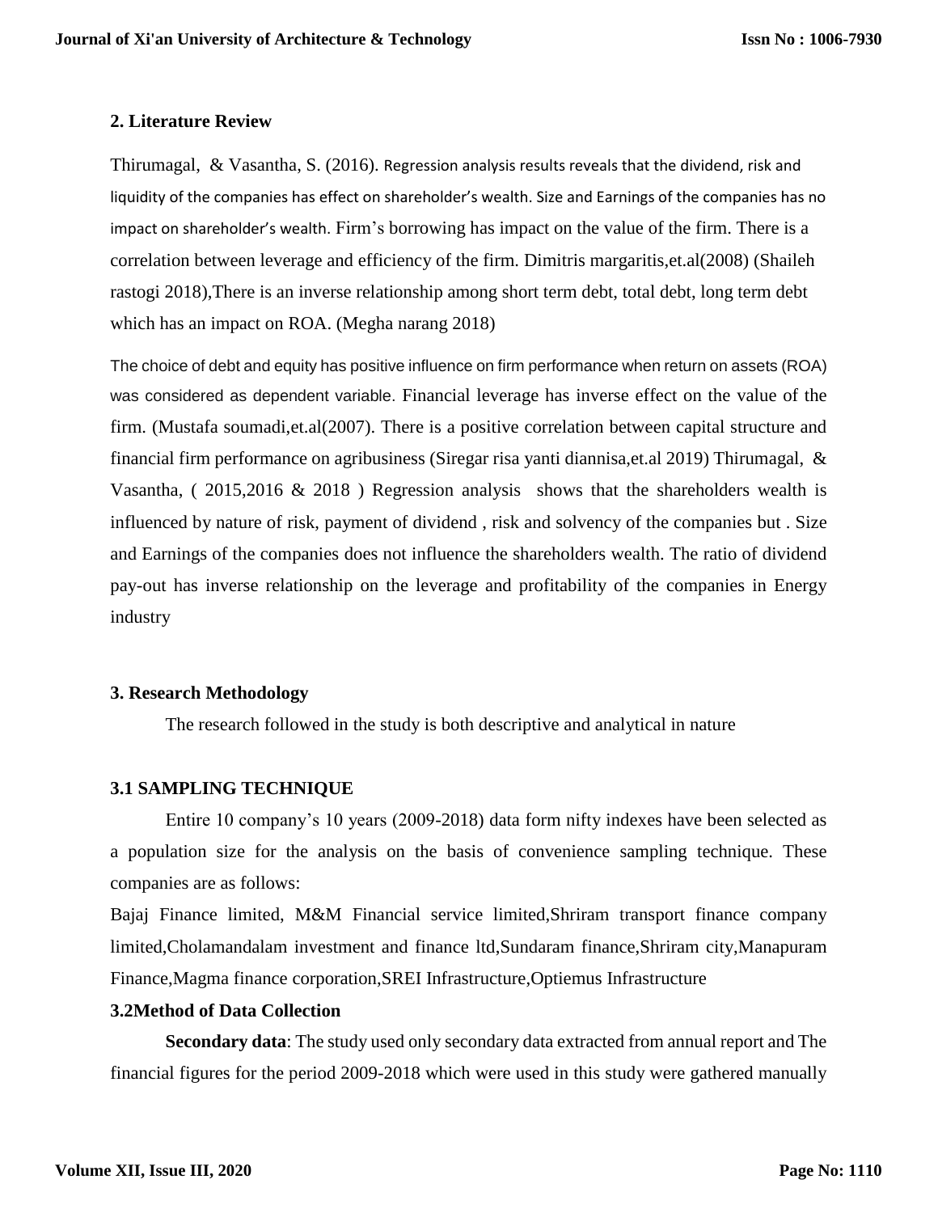## 2. Literature Review

Thirumagal, & Vasantha, S. (2016). Regression analysis results reveals that the dividend, risk and liquidity of the companies has effect on shareholder's wealth. Size and Earnings of the companies has no impact on shareholder's wealth. Firm's borrowing has impact on the value of the firm. There is a correlation between leverage and efficiency of the firm. Dimitris margaritis,et.al(2008) (Shaileh rastogi 2018),There is an inverse relationship among short term debt, total debt, long term debt which has an impact on ROA. (Megha narang 2018)

The choice of debt and equity has positive influence on firm performance when return on assets (ROA) was considered as dependent variable. Financial leverage has inverse effect on the value of the firm. (Mustafa soumadi,et.al(2007). There is a positive correlation between capital structure and financial firm performance on agribusiness (Siregar risa yanti diannisa,et.al 2019) Thirumagal, & Vasantha, ( 2015,2016 & 2018 ) Regression analysis shows that the shareholders wealth is influenced by nature of risk, payment of dividend , risk and solvency of the companies but . Size and Earnings of the companies does not influence the shareholders wealth. The ratio of dividend pay-out has inverse relationship on the leverage and profitability of the companies in Energy industry

## 3. Research Methodology

The research followed in the study is both descriptive and analytical in nature

### 3.1 SAMPLING TECHNIQUE

Entire 10 company's 10 years (2009-2018) data form nifty indexes have been selected as a population size for the analysis on the basis of convenience sampling technique. These companies are as follows:

Bajaj Finance limited, M&M Financial service limited,Shriram transport finance company limited,Cholamandalam investment and finance ltd,Sundaram finance,Shriram city,Manapuram Finance,Magma finance corporation,SREI Infrastructure,Optiemus Infrastructure

### 3.2Method of Data Collection

**Secondary data**: The study used only secondary data extracted from annual report and The financial figures for the period 2009-2018 which were used in this study were gathered manually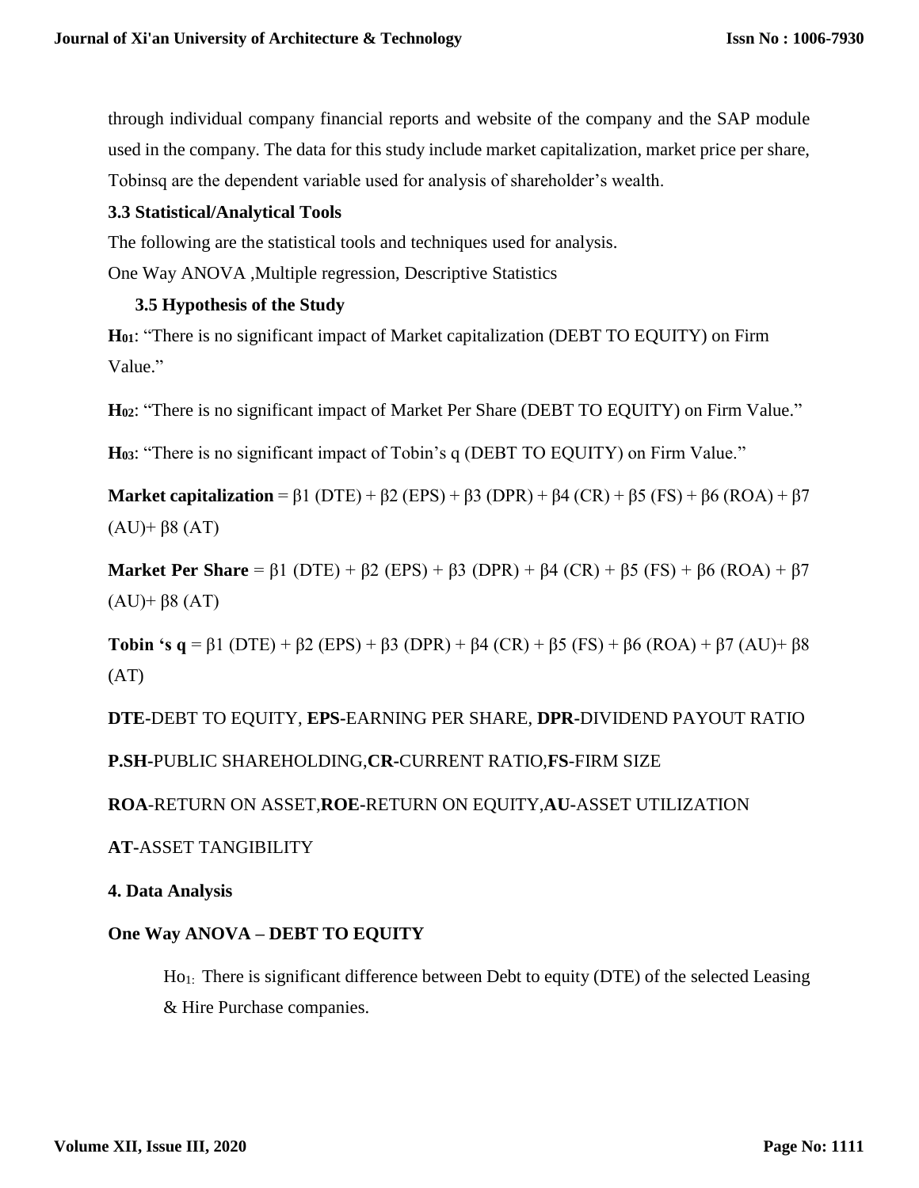through individual company financial reports and website of the company and the SAP module used in the company. The data for this study include market capitalization, market price per share, Tobinsq are the dependent variable used for analysis of shareholder's wealth.

### 3.3 Statistical/Analytical Tools

The following are the statistical tools and techniques used for analysis.

One Way ANOVA ,Multiple regression, Descriptive Statistics

### 3.5 Hypothesis of the Study

**$H_{01}$**: "There is no significant impact of Market capitalization (DEBT TO EQUITY) on Firm Value."

**$H_{02}$**: "There is no significant impact of Market Per Share (DEBT TO EQUITY) on Firm Value."

**$H_{03}$**: "There is no significant impact of Tobin's q (DEBT TO EQUITY) on Firm Value."

**Market capitalization** = $\beta 1$ (DTE) + $\beta 2$ (EPS) + $\beta 3$ (DPR) + $\beta 4$ (CR) + $\beta 5$ (FS) + $\beta 6$ (ROA) + $\beta 7$ (AU)+ $\beta 8$ (AT)

**Market Per Share** = $\beta 1$ (DTE) + $\beta 2$ (EPS) + $\beta 3$ (DPR) + $\beta 4$ (CR) + $\beta 5$ (FS) + $\beta 6$ (ROA) + $\beta 7$ (AU)+ $\beta 8$ (AT)

**Tobin 's q** = $\beta 1$ (DTE) + $\beta 2$ (EPS) + $\beta 3$ (DPR) + $\beta 4$ (CR) + $\beta 5$ (FS) + $\beta 6$ (ROA) + $\beta 7$ (AU)+ $\beta 8$ (AT)

**DTE**-DEBT TO EQUITY, **EPS**-EARNING PER SHARE, **DPR**-DIVIDEND PAYOUT RATIO

**P.SH**-PUBLIC SHAREHOLDING,**CR**-CURRENT RATIO,**FS**-FIRM SIZE

**ROA**-RETURN ON ASSET,**ROE**-RETURN ON EQUITY,**AU**-ASSET UTILIZATION

**AT**-ASSET TANGIBILITY

## 4. Data Analysis

### One Way ANOVA – DEBT TO EQUITY

$Ho_{1:}$ There is significant difference between Debt to equity (DTE) of the selected Leasing & Hire Purchase companies.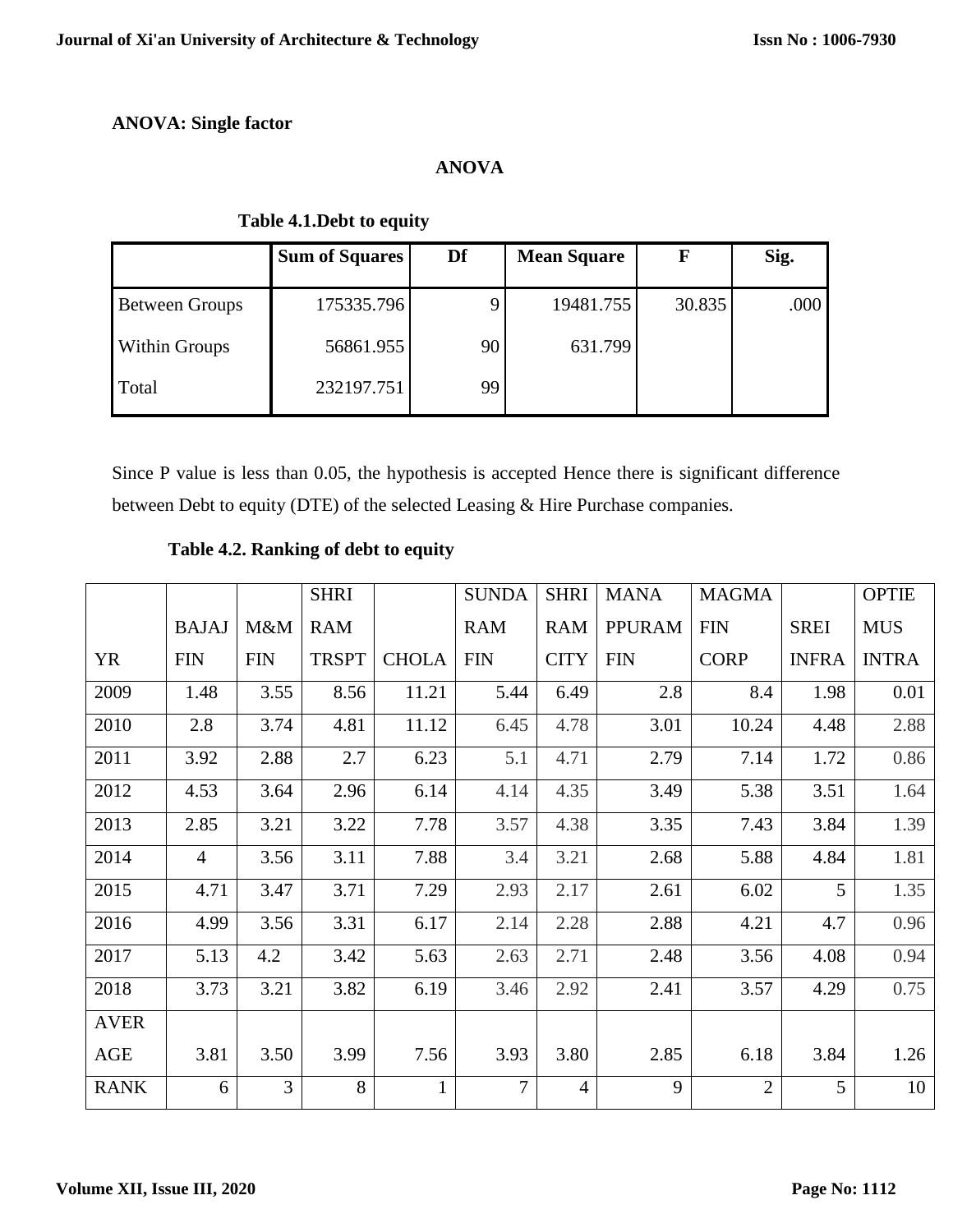**ANOVA: Single factor**

**ANOVA**

**Table 4.1.Debt to equity**

| | Sum of Squares | Df | Mean Square | F | Sig. |
|---|---|---|---|---|---|
| Between Groups | 175335.796 | 9 | 19481.755 | 30.835 | .000 |
| Within Groups | 56861.955 | 90 | 631.799 | | |
| Total | 232197.751 | 99 | | | |

Since P value is less than 0.05, the hypothesis is accepted Hence there is significant difference between Debt to equity (DTE) of the selected Leasing & Hire Purchase companies.

**Table 4.2. Ranking of debt to equity**

| YR | BAJAJ FIN | M&M FIN | SHRI RAM TRSPT | CHOLA | SUNDA RAM FIN | SHRI RAM CITY | MANA PPURAM FIN | MAGMA FIN CORP | SREI INFRA | OPTIE MUS INTRA |
|---|---|---|---|---|---|---|---|---|---|---|
| 2009 | 1.48 | 3.55 | 8.56 | 11.21 | 5.44 | 6.49 | 2.8 | 8.4 | 1.98 | 0.01 |
| 2010 | 2.8 | 3.74 | 4.81 | 11.12 | 6.45 | 4.78 | 3.01 | 10.24 | 4.48 | 2.88 |
| 2011 | 3.92 | 2.88 | 2.7 | 6.23 | 5.1 | 4.71 | 2.79 | 7.14 | 1.72 | 0.86 |
| 2012 | 4.53 | 3.64 | 2.96 | 6.14 | 4.14 | 4.35 | 3.49 | 5.38 | 3.51 | 1.64 |
| 2013 | 2.85 | 3.21 | 3.22 | 7.78 | 3.57 | 4.38 | 3.35 | 7.43 | 3.84 | 1.39 |
| 2014 | 4 | 3.56 | 3.11 | 7.88 | 3.4 | 3.21 | 2.68 | 5.88 | 4.84 | 1.81 |
| 2015 | 4.71 | 3.47 | 3.71 | 7.29 | 2.93 | 2.17 | 2.61 | 6.02 | 5 | 1.35 |
| 2016 | 4.99 | 3.56 | 3.31 | 6.17 | 2.14 | 2.28 | 2.88 | 4.21 | 4.7 | 0.96 |
| 2017 | 5.13 | 4.2 | 3.42 | 5.63 | 2.63 | 2.71 | 2.48 | 3.56 | 4.08 | 0.94 |
| 2018 | 3.73 | 3.21 | 3.82 | 6.19 | 3.46 | 2.92 | 2.41 | 3.57 | 4.29 | 0.75 |
| AVERAGE | 3.81 | 3.50 | 3.99 | 7.56 | 3.93 | 3.80 | 2.85 | 6.18 | 3.84 | 1.26 |
| RANK | 6 | 3 | 8 | 1 | 7 | 4 | 9 | 2 | 5 | 10 |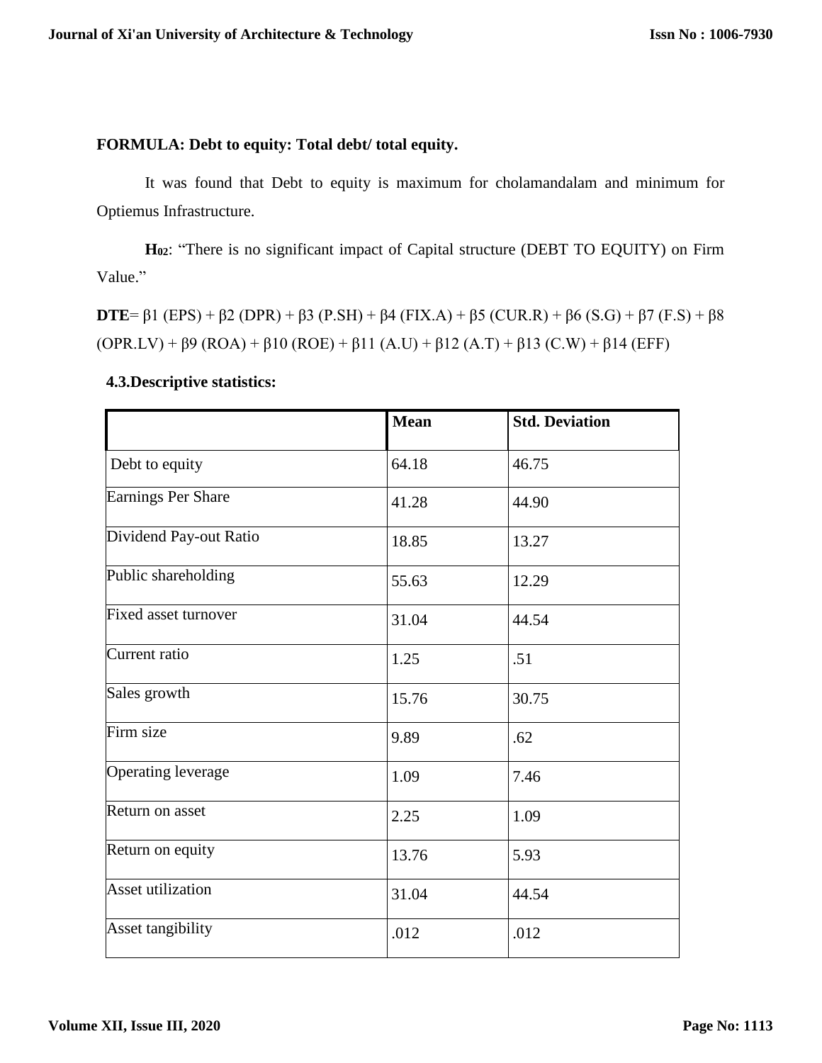**FORMULA: Debt to equity: Total debt/ total equity.**

It was found that Debt to equity is maximum for cholamandalam and minimum for Optiemus Infrastructure.

**$H_{02}$**: "There is no significant impact of Capital structure (DEBT TO EQUITY) on Firm Value."

**DTE**= β1 (EPS) + β2 (DPR) + β3 (P.SH) + β4 (FIX.A) + β5 (CUR.R) + β6 (S.G) + β7 (F.S) + β8 (OPR.LV) + β9 (ROA) + β10 (ROE) + β11 (A.U) + β12 (A.T) + β13 (C.W) + β14 (EFF)

**4.3.Descriptive statistics:**

| | Mean | Std. Deviation |
|---|---|---|
| Debt to equity | 64.18 | 46.75 |
| Earnings Per Share | 41.28 | 44.90 |
| Dividend Pay-out Ratio | 18.85 | 13.27 |
| Public shareholding | 55.63 | 12.29 |
| Fixed asset turnover | 31.04 | 44.54 |
| Current ratio | 1.25 | .51 |
| Sales growth | 15.76 | 30.75 |
| Firm size | 9.89 | .62 |
| Operating leverage | 1.09 | 7.46 |
| Return on asset | 2.25 | 1.09 |
| Return on equity | 13.76 | 5.93 |
| Asset utilization | 31.04 | 44.54 |
| Asset tangibility | .012 | .012 |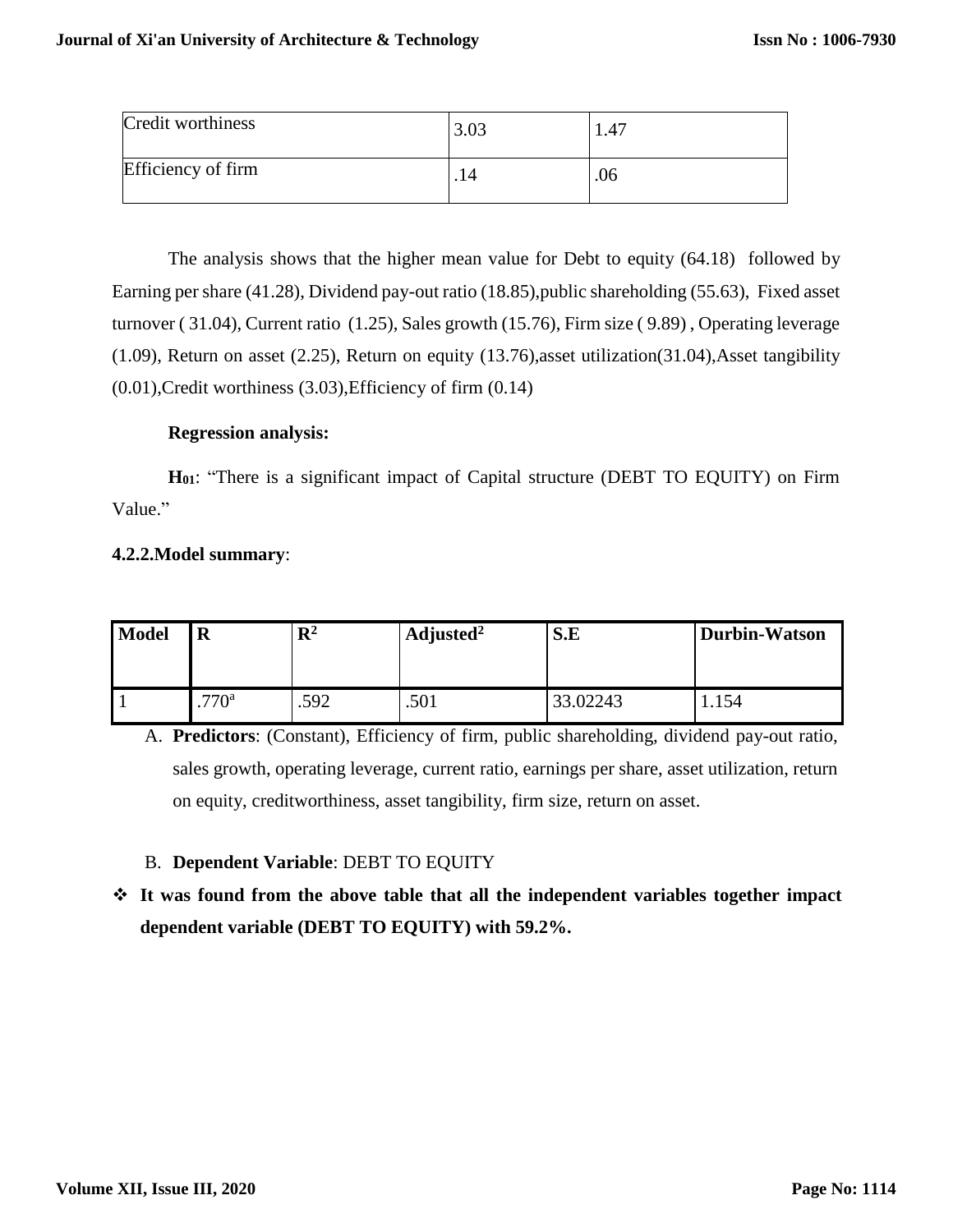| Credit worthiness | 3.03 | 1.47 |
|---|---|---|
| Efficiency of firm | .14 | .06 |

The analysis shows that the higher mean value for Debt to equity (64.18) followed by Earning per share (41.28), Dividend pay-out ratio (18.85),public shareholding (55.63), Fixed asset turnover ( 31.04), Current ratio (1.25), Sales growth (15.76), Firm size ( 9.89) , Operating leverage (1.09), Return on asset (2.25), Return on equity (13.76),asset utilization(31.04),Asset tangibility (0.01),Credit worthiness (3.03),Efficiency of firm (0.14)

**Regression analysis:**

**$H_{01}$**: "There is a significant impact of Capital structure (DEBT TO EQUITY) on Firm Value."

**4.2.2.Model summary**:

| Model | R | $R^2$ | Adjusted$^2$ | S.E | Durbin-Watson |
|---|---|---|---|---|---|
| 1 | .770[a] | .592 | .501 | 33.02243 | 1.154 |

A. **Predictors**: (Constant), Efficiency of firm, public shareholding, dividend pay-out ratio, sales growth, operating leverage, current ratio, earnings per share, asset utilization, return on equity, creditworthiness, asset tangibility, firm size, return on asset.

B. **Dependent Variable**: DEBT TO EQUITY

- **It was found from the above table that all the independent variables together impact dependent variable (DEBT TO EQUITY) with 59.2%.**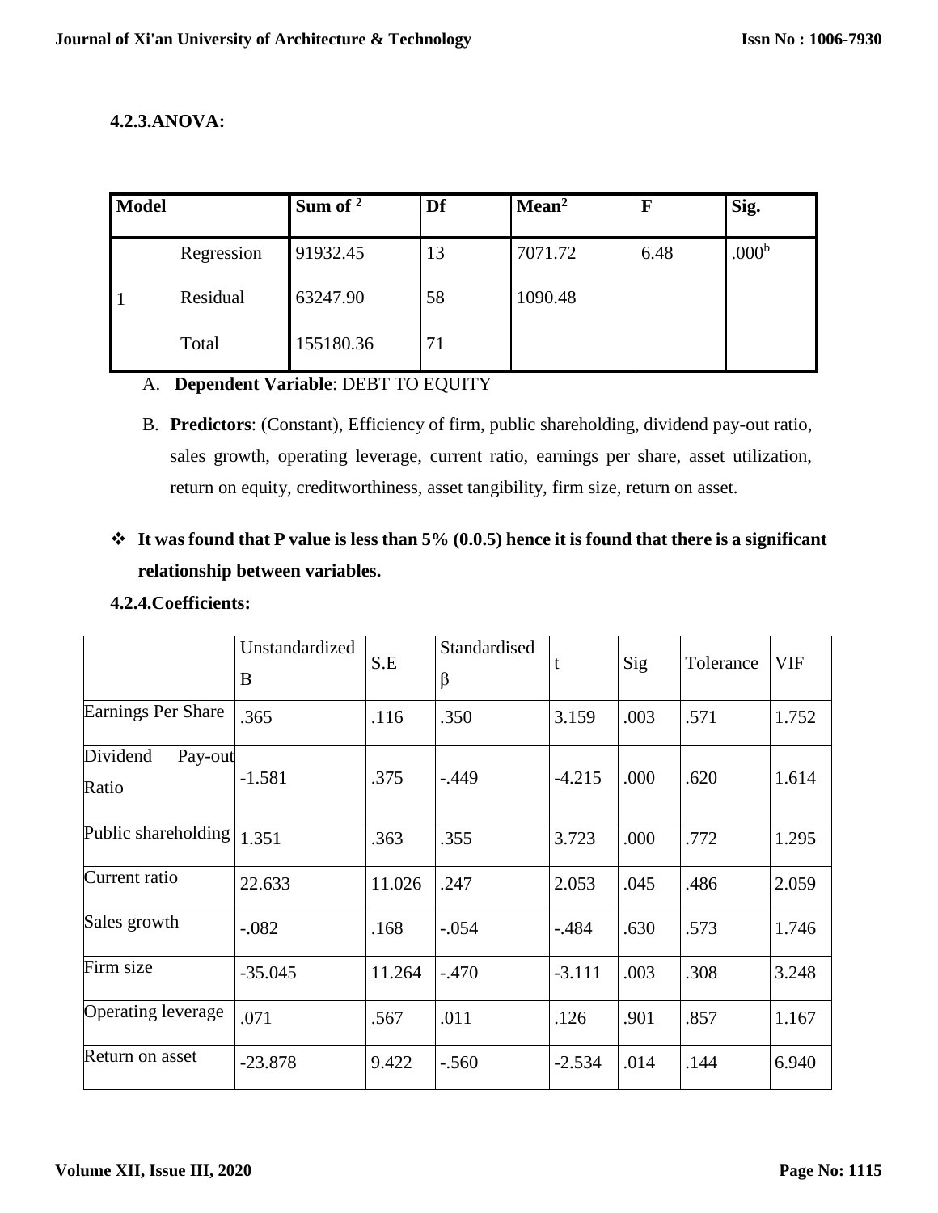### 4.2.3.ANOVA:

| Model | | Sum of $^2$ | Df | Mean$^2$ | F | Sig. |
|---|---|---|---|---|---|---|
| 1 | Regression | 91932.45 | 13 | 7071.72 | 6.48 | .000[b] |
| | Residual | 63247.90 | 58 | 1090.48 | | |
| | Total | 155180.36 | 71 | | | |

A. **Dependent Variable**: DEBT TO EQUITY

B. **Predictors**: (Constant), Efficiency of firm, public shareholding, dividend pay-out ratio, sales growth, operating leverage, current ratio, earnings per share, asset utilization, return on equity, creditworthiness, asset tangibility, firm size, return on asset.

- **It was found that P value is less than 5% (0.0.5) hence it is found that there is a significant relationship between variables.**

### 4.2.4.Coefficients:

| | Unstandardized B | S.E | Standardised β | t | Sig | Tolerance | VIF |
|---|---|---|---|---|---|---|---|
| Earnings Per Share | .365 | .116 | .350 | 3.159 | .003 | .571 | 1.752 |
| Dividend Pay-out Ratio | -1.581 | .375 | -.449 | -4.215 | .000 | .620 | 1.614 |
| Public shareholding | 1.351 | .363 | .355 | 3.723 | .000 | .772 | 1.295 |
| Current ratio | 22.633 | 11.026 | .247 | 2.053 | .045 | .486 | 2.059 |
| Sales growth | -.082 | .168 | -.054 | -.484 | .630 | .573 | 1.746 |
| Firm size | -35.045 | 11.264 | -.470 | -3.111 | .003 | .308 | 3.248 |
| Operating leverage | .071 | .567 | .011 | .126 | .901 | .857 | 1.167 |
| Return on asset | -23.878 | 9.422 | -.560 | -2.534 | .014 | .144 | 6.940 |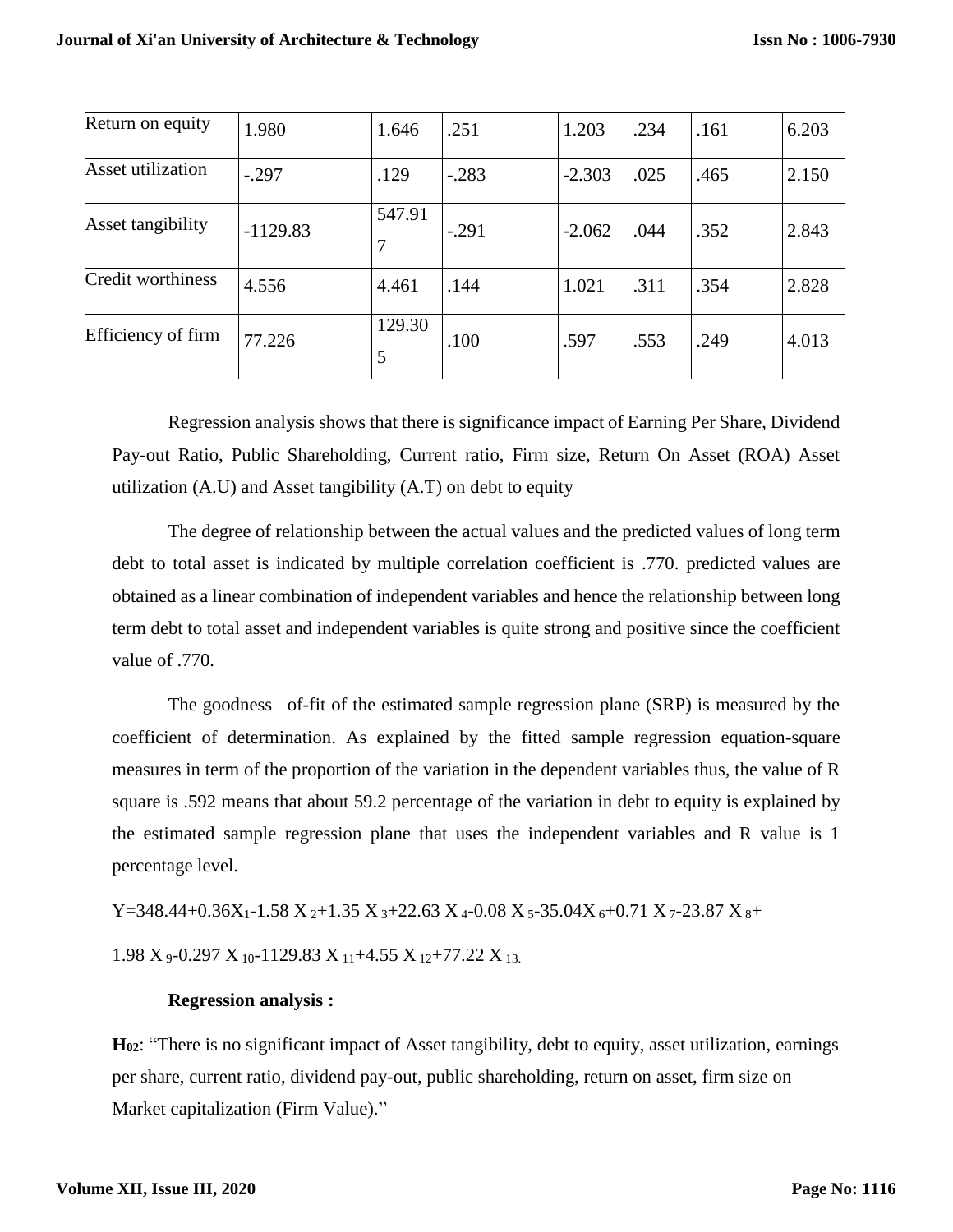| Return on equity | 1.980 | 1.646 | .251 | 1.203 | .234 | .161 | 6.203 |
|---|---|---|---|---|---|---|---|
| Asset utilization | -.297 | .129 | -.283 | -2.303 | .025 | .465 | 2.150 |
| Asset tangibility | -1129.83 | 547.917 | -.291 | -2.062 | .044 | .352 | 2.843 |
| Credit worthiness | 4.556 | 4.461 | .144 | 1.021 | .311 | .354 | 2.828 |
| Efficiency of firm | 77.226 | 129.305 | .100 | .597 | .553 | .249 | 4.013 |

Regression analysis shows that there is significance impact of Earning Per Share, Dividend Pay-out Ratio, Public Shareholding, Current ratio, Firm size, Return On Asset (ROA) Asset utilization (A.U) and Asset tangibility (A.T) on debt to equity

The degree of relationship between the actual values and the predicted values of long term debt to total asset is indicated by multiple correlation coefficient is .770. predicted values are obtained as a linear combination of independent variables and hence the relationship between long term debt to total asset and independent variables is quite strong and positive since the coefficient value of .770.

The goodness –of-fit of the estimated sample regression plane (SRP) is measured by the coefficient of determination. As explained by the fitted sample regression equation-square measures in term of the proportion of the variation in the dependent variables thus, the value of R square is .592 means that about 59.2 percentage of the variation in debt to equity is explained by the estimated sample regression plane that uses the independent variables and R value is 1 percentage level.

$$Y=348.44+0.36X_1-1.58X_2+1.35X_3+22.63X_4-0.08X_5-35.04X_6+0.71X_7-23.87X_8+$$
$$1.98X_9-0.297X_{10}-1129.83X_{11}+4.55X_{12}+77.22X_{13}.$$

**Regression analysis :**

**H$_{02}$**: "There is no significant impact of Asset tangibility, debt to equity, asset utilization, earnings per share, current ratio, dividend pay-out, public shareholding, return on asset, firm size on Market capitalization (Firm Value)."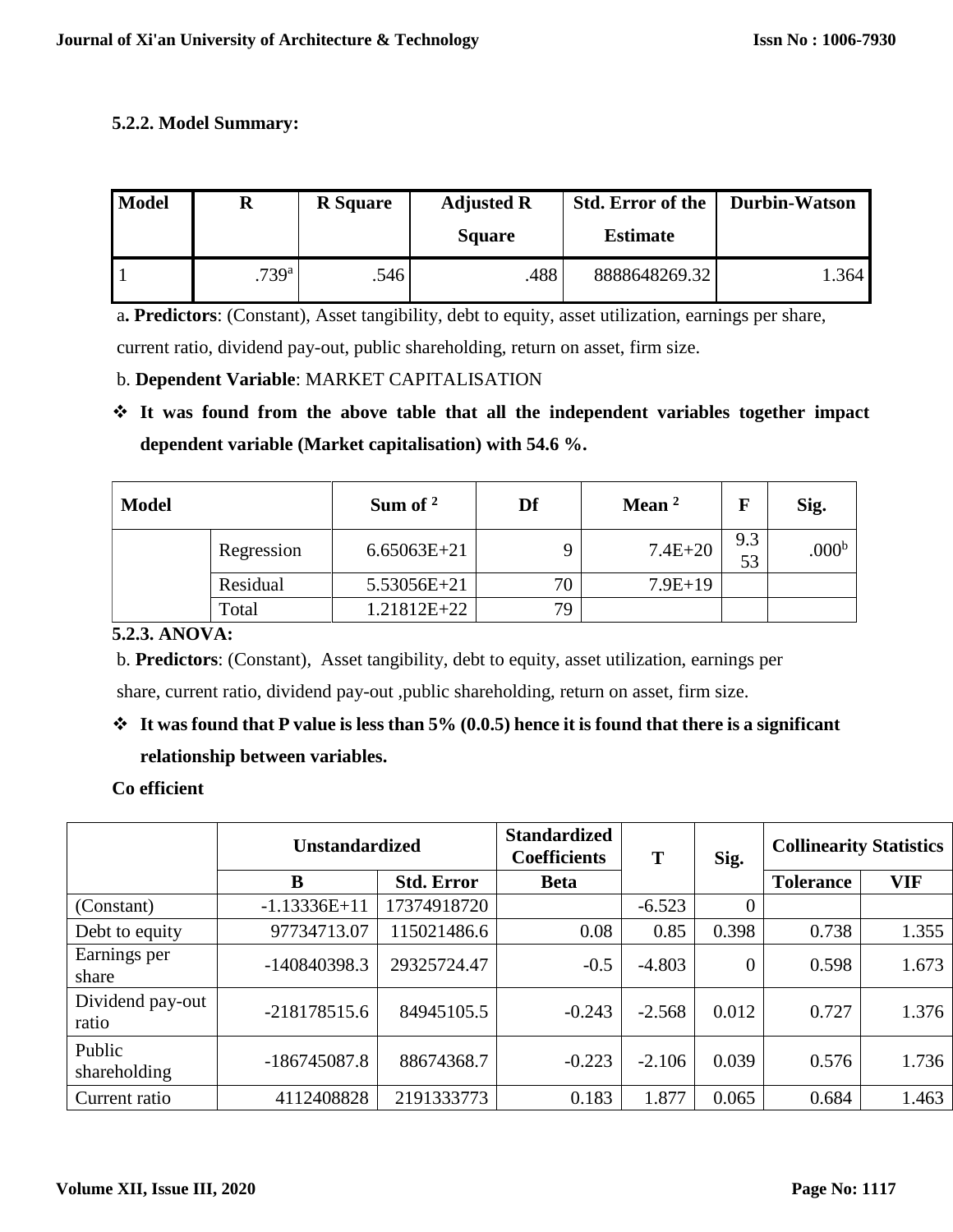**5.2.2. Model Summary:**

| Model | R | R Square | Adjusted R Square | Std. Error of the Estimate | Durbin-Watson |
|---|---|---|---|---|---|
| 1 | .739[a] | .546 | .488 | 8888648269.32 | 1.364 |

a. **Predictors**: (Constant), Asset tangibility, debt to equity, asset utilization, earnings per share, current ratio, dividend pay-out, public shareholding, return on asset, firm size.

b. **Dependent Variable**: MARKET CAPITALISATION

- **It was found from the above table that all the independent variables together impact dependent variable (Market capitalisation) with 54.6 %.**

| Model | | Sum of $^2$ | Df | Mean $^2$ | F | Sig. |
|---|---|---|---|---|---|---|
| | Regression | 6.65063E+21 | 9 | 7.4E+20 | 9.353 | .000[b] |
| | Residual | 5.53056E+21 | 70 | 7.9E+19 | | |
| | Total | 1.21812E+22 | 79 | | | |

**5.2.3. ANOVA:**

b. **Predictors**: (Constant), Asset tangibility, debt to equity, asset utilization, earnings per share, current ratio, dividend pay-out ,public shareholding, return on asset, firm size.

- **It was found that P value is less than 5% (0.0.5) hence it is found that there is a significant relationship between variables.**

**Co efficient**

| | Unstandardized | | Standardized Coefficients | T | Sig. | Collinearity Statistics | |
|---|---|---|---|---|---|---|---|
| | B | Std. Error | Beta | | | Tolerance | VIF |
| (Constant) | -1.13336E+11 | 17374918720 | | -6.523 | 0 | | |
| Debt to equity | 97734713.07 | 115021486.6 | 0.08 | 0.85 | 0.398 | 0.738 | 1.355 |
| Earnings per share | -140840398.3 | 29325724.47 | -0.5 | -4.803 | 0 | 0.598 | 1.673 |
| Dividend pay-out ratio | -218178515.6 | 84945105.5 | -0.243 | -2.568 | 0.012 | 0.727 | 1.376 |
| Public shareholding | -186745087.8 | 88674368.7 | -0.223 | -2.106 | 0.039 | 0.576 | 1.736 |
| Current ratio | 4112408828 | 2191333773 | 0.183 | 1.877 | 0.065 | 0.684 | 1.463 |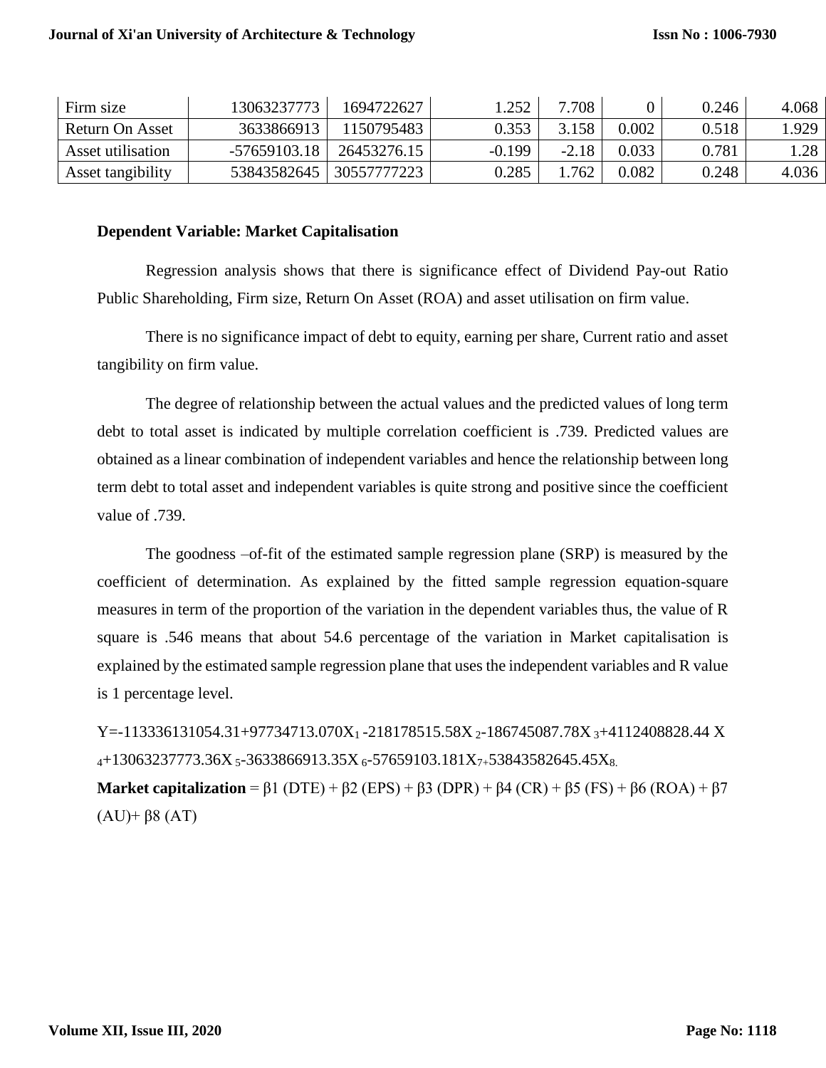| Firm size | 13063237773 | 1694722627 | 1.252 | 7.708 | 0 | 0.246 | 4.068 |
|---|---|---|---|---|---|---|---|
| Return On Asset | 3633866913 | 1150795483 | 0.353 | 3.158 | 0.002 | 0.518 | 1.929 |
| Asset utilisation | -57659103.18 | 26453276.15 | -0.199 | -2.18 | 0.033 | 0.781 | 1.28 |
| Asset tangibility | 53843582645 | 30557777223 | 0.285 | 1.762 | 0.082 | 0.248 | 4.036 |

**Dependent Variable: Market Capitalisation**

Regression analysis shows that there is significance effect of Dividend Pay-out Ratio Public Shareholding, Firm size, Return On Asset (ROA) and asset utilisation on firm value.

There is no significance impact of debt to equity, earning per share, Current ratio and asset tangibility on firm value.

The degree of relationship between the actual values and the predicted values of long term debt to total asset is indicated by multiple correlation coefficient is .739. Predicted values are obtained as a linear combination of independent variables and hence the relationship between long term debt to total asset and independent variables is quite strong and positive since the coefficient value of .739.

The goodness –of-fit of the estimated sample regression plane (SRP) is measured by the coefficient of determination. As explained by the fitted sample regression equation-square measures in term of the proportion of the variation in the dependent variables thus, the value of R square is .546 means that about 54.6 percentage of the variation in Market capitalisation is explained by the estimated sample regression plane that uses the independent variables and R value is 1 percentage level.

$Y=-113336131054.31+97734713.070X_1-218178515.58X_2-186745087.78X_3+4112408828.44X_4+13063237773.36X_5-3633866913.35X_6-57659103.181X_7+53843582645.45X_8$

**Market capitalization** = β1 (DTE) + β2 (EPS) + β3 (DPR) + β4 (CR) + β5 (FS) + β6 (ROA) + β7 (AU)+ β8 (AT)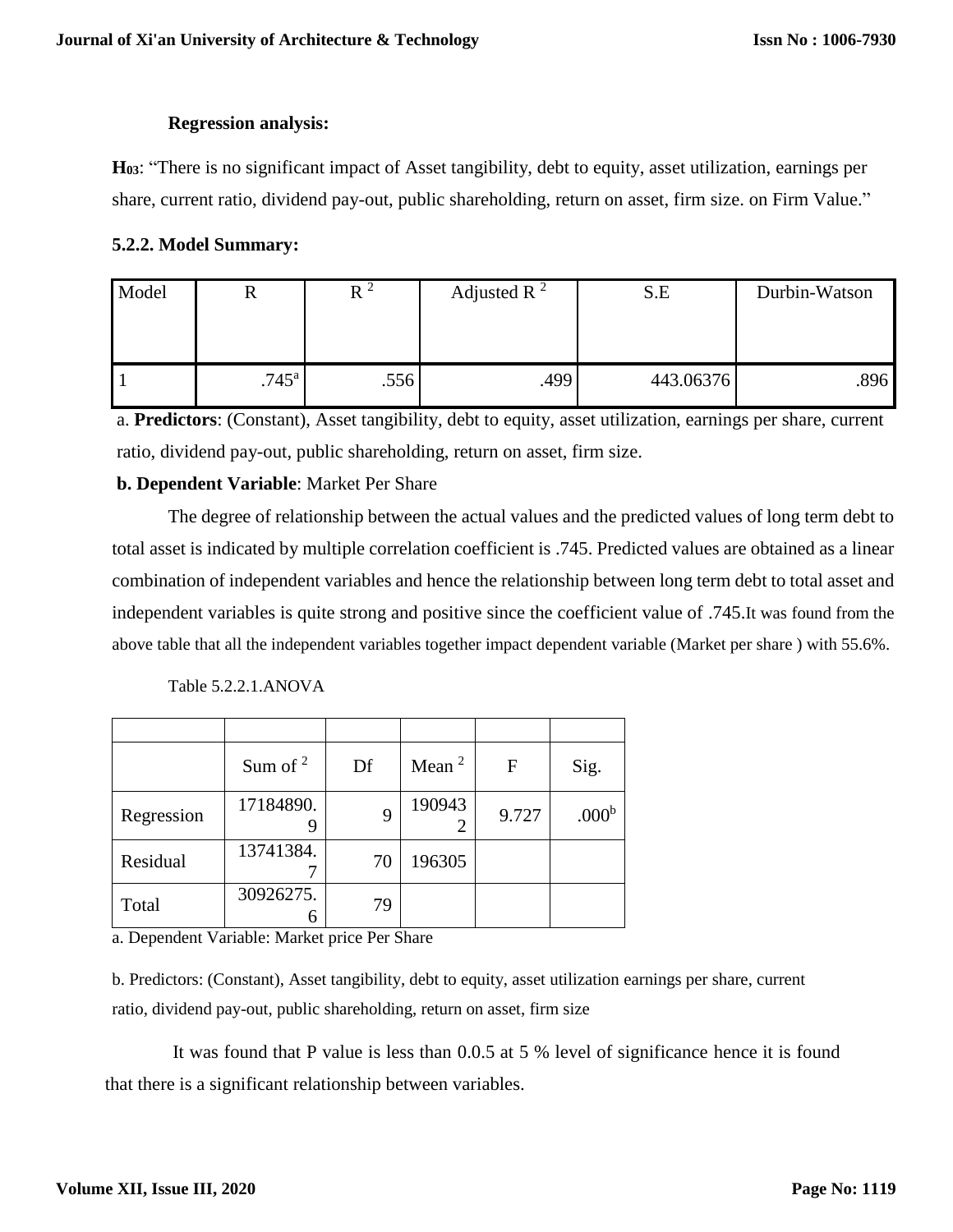**Regression analysis:**

**H03**: "There is no significant impact of Asset tangibility, debt to equity, asset utilization, earnings per share, current ratio, dividend pay-out, public shareholding, return on asset, firm size. on Firm Value."

**5.2.2. Model Summary:**

| Model | R | $R^2$ | Adjusted $R^2$ | S.E | Durbin-Watson |
|---|---|---|---|---|---|
| 1 | .745[a] | .556 | .499 | 443.06376 | .896 |

a. **Predictors**: (Constant), Asset tangibility, debt to equity, asset utilization, earnings per share, current ratio, dividend pay-out, public shareholding, return on asset, firm size.

**b. Dependent Variable**: Market Per Share

The degree of relationship between the actual values and the predicted values of long term debt to total asset is indicated by multiple correlation coefficient is .745. Predicted values are obtained as a linear combination of independent variables and hence the relationship between long term debt to total asset and independent variables is quite strong and positive since the coefficient value of .745.It was found from the above table that all the independent variables together impact dependent variable (Market per share ) with 55.6%.

Table 5.2.2.1.ANOVA

| | Sum of $^2$ | Df | Mean $^2$ | F | Sig. |
|---|---|---|---|---|---|
| Regression | 17184890.9 | 9 | 1909432 | 9.727 | .000[b] |
| Residual | 13741384.7 | 70 | 196305 | | |
| Total | 30926275.6 | 79 | | | |

a. Dependent Variable: Market price Per Share

b. Predictors: (Constant), Asset tangibility, debt to equity, asset utilization earnings per share, current ratio, dividend pay-out, public shareholding, return on asset, firm size

It was found that P value is less than 0.0.5 at 5 % level of significance hence it is found that there is a significant relationship between variables.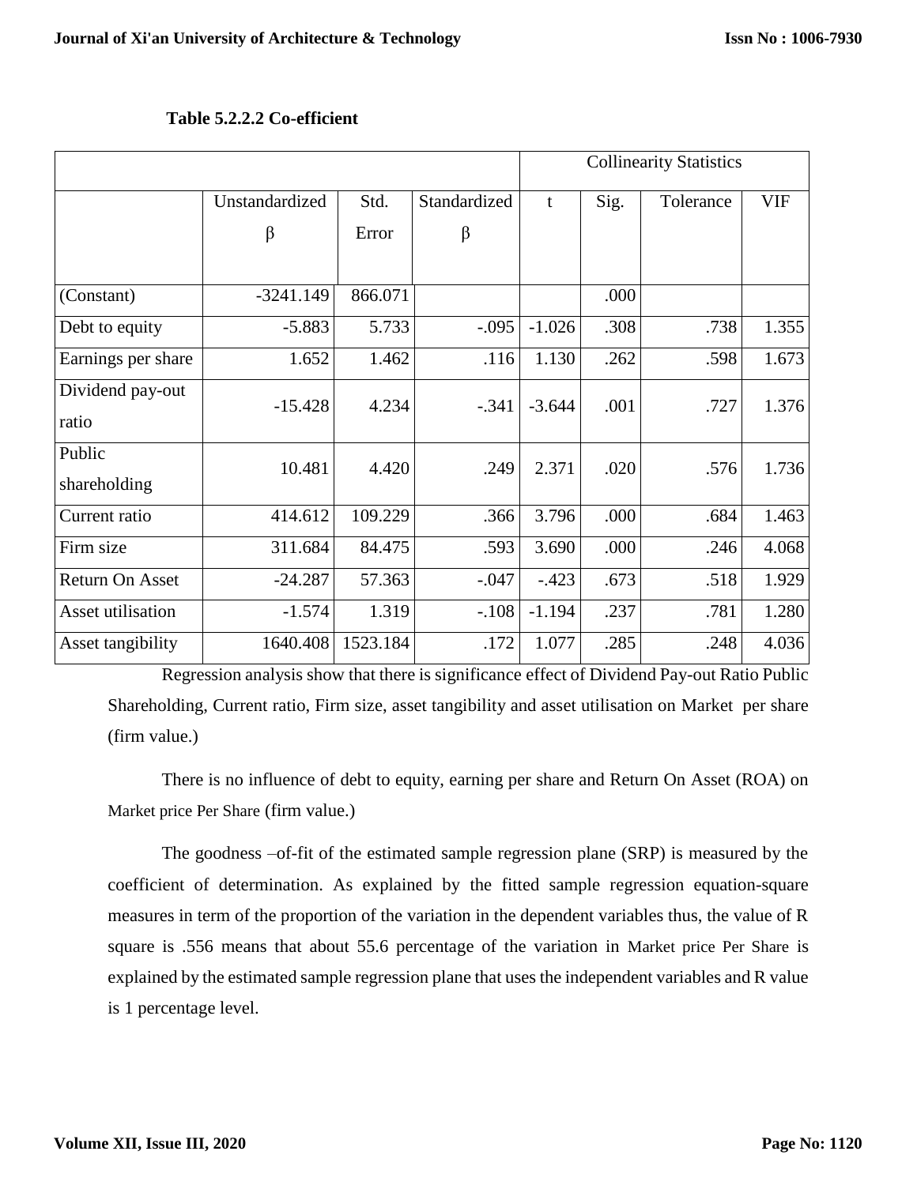**Table 5.2.2.2 Co-efficient**

| | | | | | | Collinearity Statistics | |
|---|---|---|---|---|---|---|---|
| | Unstandardized β | Std. Error | Standardized β | t | Sig. | Tolerance | VIF |
| (Constant) | -3241.149 | 866.071 | | | .000 | | |
| Debt to equity | -5.883 | 5.733 | -.095 | -1.026 | .308 | .738 | 1.355 |
| Earnings per share | 1.652 | 1.462 | .116 | 1.130 | .262 | .598 | 1.673 |
| Dividend pay-out ratio | -15.428 | 4.234 | -.341 | -3.644 | .001 | .727 | 1.376 |
| Public shareholding | 10.481 | 4.420 | .249 | 2.371 | .020 | .576 | 1.736 |
| Current ratio | 414.612 | 109.229 | .366 | 3.796 | .000 | .684 | 1.463 |
| Firm size | 311.684 | 84.475 | .593 | 3.690 | .000 | .246 | 4.068 |
| Return On Asset | -24.287 | 57.363 | -.047 | -.423 | .673 | .518 | 1.929 |
| Asset utilisation | -1.574 | 1.319 | -.108 | -1.194 | .237 | .781 | 1.280 |
| Asset tangibility | 1640.408 | 1523.184 | .172 | 1.077 | .285 | .248 | 4.036 |

Regression analysis show that there is significance effect of Dividend Pay-out Ratio Public Shareholding, Current ratio, Firm size, asset tangibility and asset utilisation on Market per share (firm value.)

There is no influence of debt to equity, earning per share and Return On Asset (ROA) on Market price Per Share (firm value.)

The goodness –of-fit of the estimated sample regression plane (SRP) is measured by the coefficient of determination. As explained by the fitted sample regression equation-square measures in term of the proportion of the variation in the dependent variables thus, the value of R square is .556 means that about 55.6 percentage of the variation in Market price Per Share is explained by the estimated sample regression plane that uses the independent variables and R value is 1 percentage level.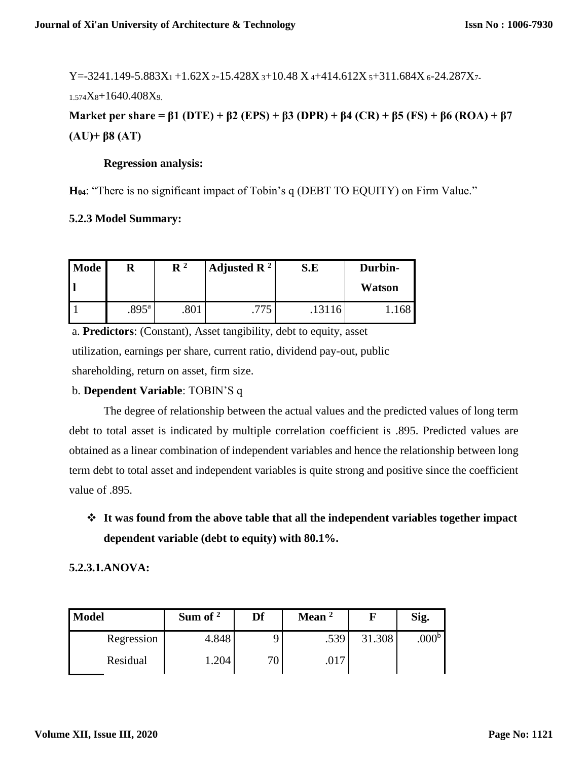$Y=-3241.149-5.883X_1+1.62X_2-15.428X_3+10.48X_4+414.612X_5+311.684X_6-24.287X_7-{}_{1.574}X_8+1640.408X_9.$

**Market per share = β1 (DTE) + β2 (EPS) + β3 (DPR) + β4 (CR) + β5 (FS) + β6 (ROA) + β7 (AU)+ β8 (AT)**

**Regression analysis:**

**$H_{04}$**: "There is no significant impact of Tobin's q (DEBT TO EQUITY) on Firm Value."

### 5.2.3 Model Summary:

| Model | R | $R^2$ | Adjusted $R^2$ | S.E | Durbin-Watson |
|---|---|---|---|---|---|
| 1 | .895[a] | .801 | .775 | .13116 | 1.168 |

a. **Predictors**: (Constant), Asset tangibility, debt to equity, asset utilization, earnings per share, current ratio, dividend pay-out, public shareholding, return on asset, firm size.

b. **Dependent Variable**: TOBIN'S q

The degree of relationship between the actual values and the predicted values of long term debt to total asset is indicated by multiple correlation coefficient is .895. Predicted values are obtained as a linear combination of independent variables and hence the relationship between long term debt to total asset and independent variables is quite strong and positive since the coefficient value of .895.

- **It was found from the above table that all the independent variables together impact dependent variable (debt to equity) with 80.1%.**

### 5.2.3.1.ANOVA:

| Model | Sum of $^2$ | Df | Mean $^2$ | F | Sig. |
|---|---|---|---|---|---|
| Regression | 4.848 | 9 | .539 | 31.308 | .000[b] |
| Residual | 1.204 | 70 | .017 | | |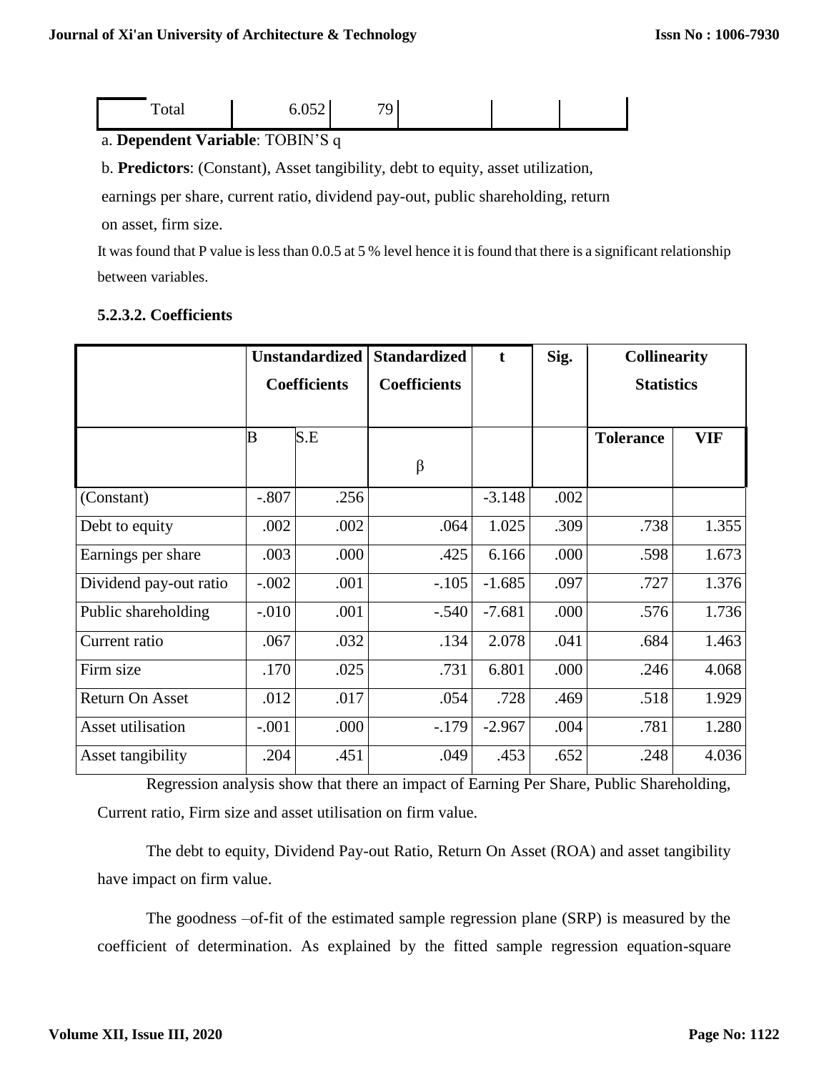| Total | 6.052 | 79 | | | |
|---|---|---|---|---|---|

a. **Dependent Variable**: TOBIN'S q

b. **Predictors**: (Constant), Asset tangibility, debt to equity, asset utilization, earnings per share, current ratio, dividend pay-out, public shareholding, return on asset, firm size.

It was found that P value is less than 0.0.5 at 5 % level hence it is found that there is a significant relationship between variables.

### 5.2.3.2. Coefficients

| | Unstandardized Coefficients | | Standardized Coefficients | t | Sig. | Collinearity Statistics | |
|---|---|---|---|---|---|---|---|
| | B | S.E | β | | | Tolerance | VIF |
| (Constant) | -.807 | .256 | | -3.148 | .002 | | |
| Debt to equity | .002 | .002 | .064 | 1.025 | .309 | .738 | 1.355 |
| Earnings per share | .003 | .000 | .425 | 6.166 | .000 | .598 | 1.673 |
| Dividend pay-out ratio | -.002 | .001 | -.105 | -1.685 | .097 | .727 | 1.376 |
| Public shareholding | -.010 | .001 | -.540 | -7.681 | .000 | .576 | 1.736 |
| Current ratio | .067 | .032 | .134 | 2.078 | .041 | .684 | 1.463 |
| Firm size | .170 | .025 | .731 | 6.801 | .000 | .246 | 4.068 |
| Return On Asset | .012 | .017 | .054 | .728 | .469 | .518 | 1.929 |
| Asset utilisation | -.001 | .000 | -.179 | -2.967 | .004 | .781 | 1.280 |
| Asset tangibility | .204 | .451 | .049 | .453 | .652 | .248 | 4.036 |

Regression analysis show that there an impact of Earning Per Share, Public Shareholding, Current ratio, Firm size and asset utilisation on firm value.

The debt to equity, Dividend Pay-out Ratio, Return On Asset (ROA) and asset tangibility have impact on firm value.

The goodness –of-fit of the estimated sample regression plane (SRP) is measured by the coefficient of determination. As explained by the fitted sample regression equation-square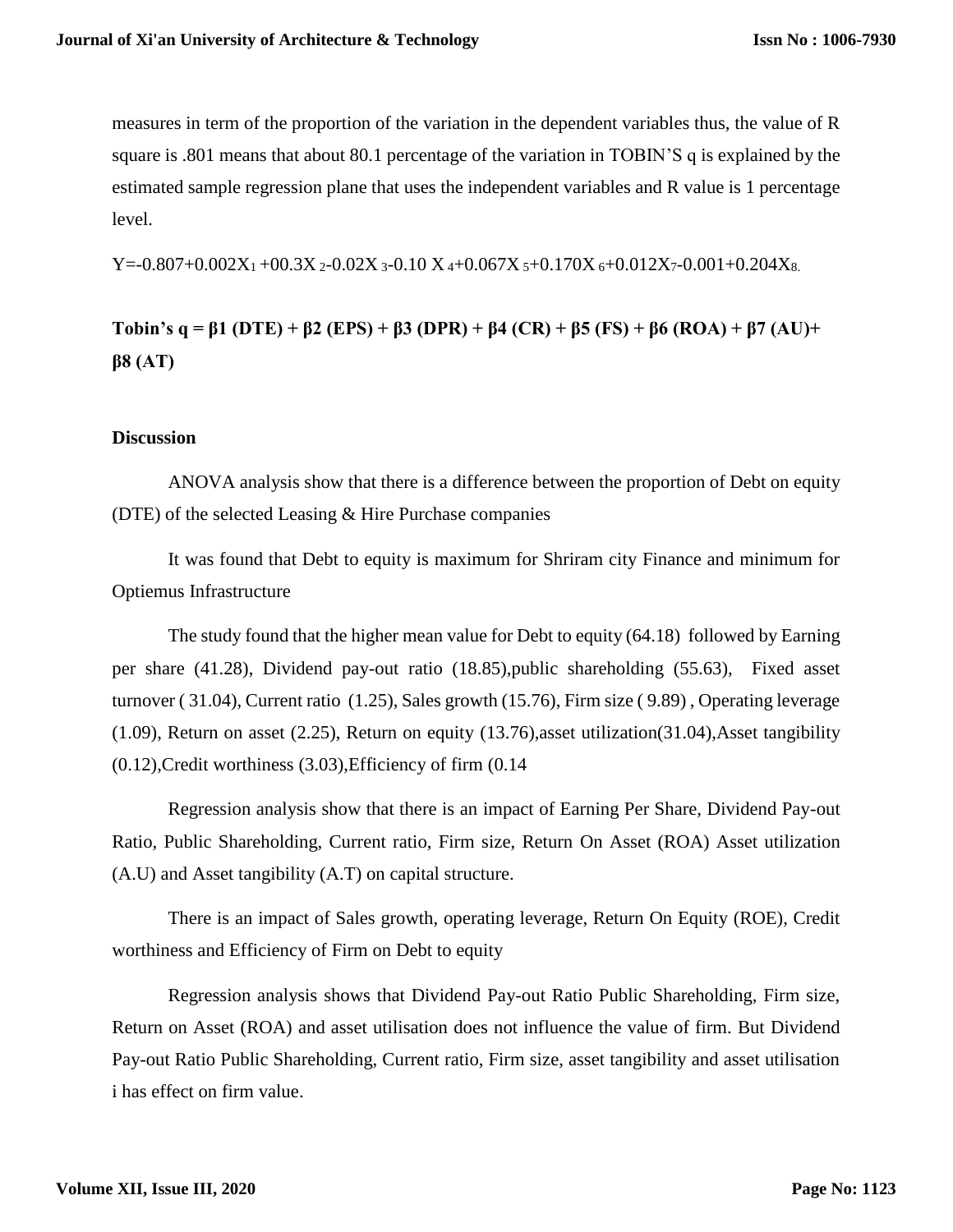measures in term of the proportion of the variation in the dependent variables thus, the value of R square is .801 means that about 80.1 percentage of the variation in TOBIN'S q is explained by the estimated sample regression plane that uses the independent variables and R value is 1 percentage level.

$Y=-0.807+0.002X_1 +00.3X_2-0.02X_3-0.10 X_4+0.067X_5+0.170X_6+0.012X_7-0.001+0.204X_8.$

**Tobin's q = β1 (DTE) + β2 (EPS) + β3 (DPR) + β4 (CR) + β5 (FS) + β6 (ROA) + β7 (AU)+ β8 (AT)**

### Discussion

ANOVA analysis show that there is a difference between the proportion of Debt on equity (DTE) of the selected Leasing & Hire Purchase companies

It was found that Debt to equity is maximum for Shriram city Finance and minimum for Optiemus Infrastructure

The study found that the higher mean value for Debt to equity (64.18) followed by Earning per share (41.28), Dividend pay-out ratio (18.85),public shareholding (55.63), Fixed asset turnover ( 31.04), Current ratio (1.25), Sales growth (15.76), Firm size ( 9.89) , Operating leverage (1.09), Return on asset (2.25), Return on equity (13.76),asset utilization(31.04),Asset tangibility (0.12),Credit worthiness (3.03),Efficiency of firm (0.14

Regression analysis show that there is an impact of Earning Per Share, Dividend Pay-out Ratio, Public Shareholding, Current ratio, Firm size, Return On Asset (ROA) Asset utilization (A.U) and Asset tangibility (A.T) on capital structure.

There is an impact of Sales growth, operating leverage, Return On Equity (ROE), Credit worthiness and Efficiency of Firm on Debt to equity

Regression analysis shows that Dividend Pay-out Ratio Public Shareholding, Firm size, Return on Asset (ROA) and asset utilisation does not influence the value of firm. But Dividend Pay-out Ratio Public Shareholding, Current ratio, Firm size, asset tangibility and asset utilisation i has effect on firm value.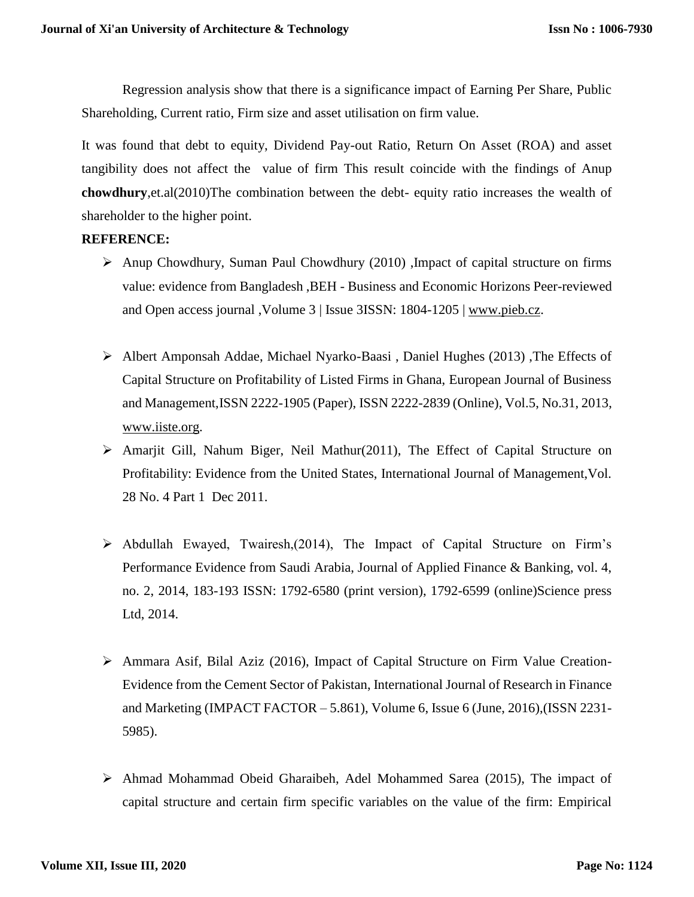Regression analysis show that there is a significance impact of Earning Per Share, Public Shareholding, Current ratio, Firm size and asset utilisation on firm value.

It was found that debt to equity, Dividend Pay-out Ratio, Return On Asset (ROA) and asset tangibility does not affect the value of firm This result coincide with the findings of Anup **chowdhury**,et.al(2010)The combination between the debt- equity ratio increases the wealth of shareholder to the higher point.

**REFERENCE:**

- Anup Chowdhury, Suman Paul Chowdhury (2010) ,Impact of capital structure on firms value: evidence from Bangladesh ,BEH - Business and Economic Horizons Peer-reviewed and Open access journal ,Volume 3 | Issue 3ISSN: 1804-1205 | www.pieb.cz.

- Albert Amponsah Addae, Michael Nyarko-Baasi , Daniel Hughes (2013) ,The Effects of Capital Structure on Profitability of Listed Firms in Ghana, European Journal of Business and Management,ISSN 2222-1905 (Paper), ISSN 2222-2839 (Online), Vol.5, No.31, 2013, www.iiste.org.

- Amarjit Gill, Nahum Biger, Neil Mathur(2011), The Effect of Capital Structure on Profitability: Evidence from the United States, International Journal of Management,Vol. 28 No. 4 Part 1 Dec 2011.

- Abdullah Ewayed, Twairesh,(2014), The Impact of Capital Structure on Firm's Performance Evidence from Saudi Arabia, Journal of Applied Finance & Banking, vol. 4, no. 2, 2014, 183-193 ISSN: 1792-6580 (print version), 1792-6599 (online)Science press Ltd, 2014.

- Ammara Asif, Bilal Aziz (2016), Impact of Capital Structure on Firm Value Creation- Evidence from the Cement Sector of Pakistan, International Journal of Research in Finance and Marketing (IMPACT FACTOR – 5.861), Volume 6, Issue 6 (June, 2016),(ISSN 2231-5985).

- Ahmad Mohammad Obeid Gharaibeh, Adel Mohammed Sarea (2015), The impact of capital structure and certain firm specific variables on the value of the firm: Empirical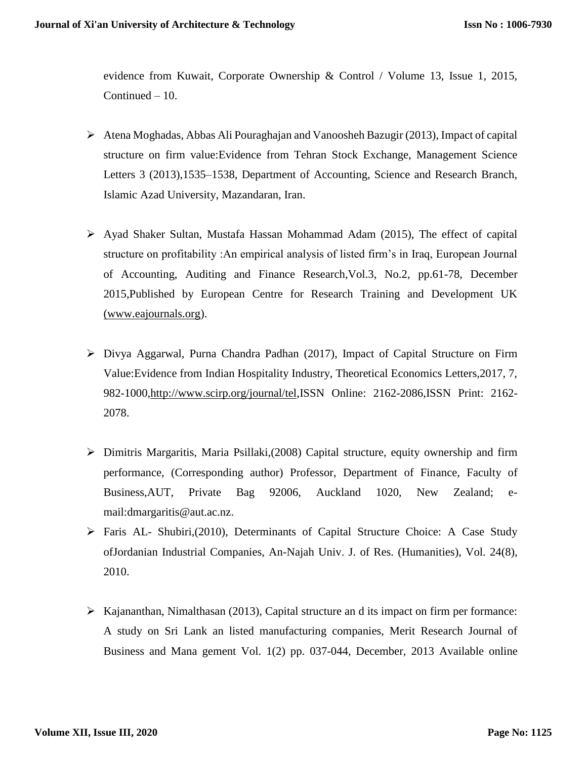evidence from Kuwait, Corporate Ownership & Control / Volume 13, Issue 1, 2015, Continued – 10.

- Atena Moghadas, Abbas Ali Pouraghajan and Vanoosheh Bazugir (2013), Impact of capital structure on firm value:Evidence from Tehran Stock Exchange, Management Science Letters 3 (2013),1535–1538, Department of Accounting, Science and Research Branch, Islamic Azad University, Mazandaran, Iran.

- Ayad Shaker Sultan, Mustafa Hassan Mohammad Adam (2015), The effect of capital structure on profitability :An empirical analysis of listed firm's in Iraq, European Journal of Accounting, Auditing and Finance Research,Vol.3, No.2, pp.61-78, December 2015,Published by European Centre for Research Training and Development UK (www.eajournals.org).

- Divya Aggarwal, Purna Chandra Padhan (2017), Impact of Capital Structure on Firm Value:Evidence from Indian Hospitality Industry, Theoretical Economics Letters,2017, 7, 982-1000,http://www.scirp.org/journal/tel,ISSN Online: 2162-2086,ISSN Print: 2162-2078.

- Dimitris Margaritis, Maria Psillaki,(2008) Capital structure, equity ownership and firm performance, (Corresponding author) Professor, Department of Finance, Faculty of Business,AUT, Private Bag 92006, Auckland 1020, New Zealand; e-mail:dmargaritis@aut.ac.nz.
- Faris AL- Shubiri,(2010), Determinants of Capital Structure Choice: A Case Study ofJordanian Industrial Companies, An-Najah Univ. J. of Res. (Humanities), Vol. 24(8), 2010.

- Kajananthan, Nimalthasan (2013), Capital structure an d its impact on firm per formance: A study on Sri Lank an listed manufacturing companies, Merit Research Journal of Business and Mana gement Vol. 1(2) pp. 037-044, December, 2013 Available online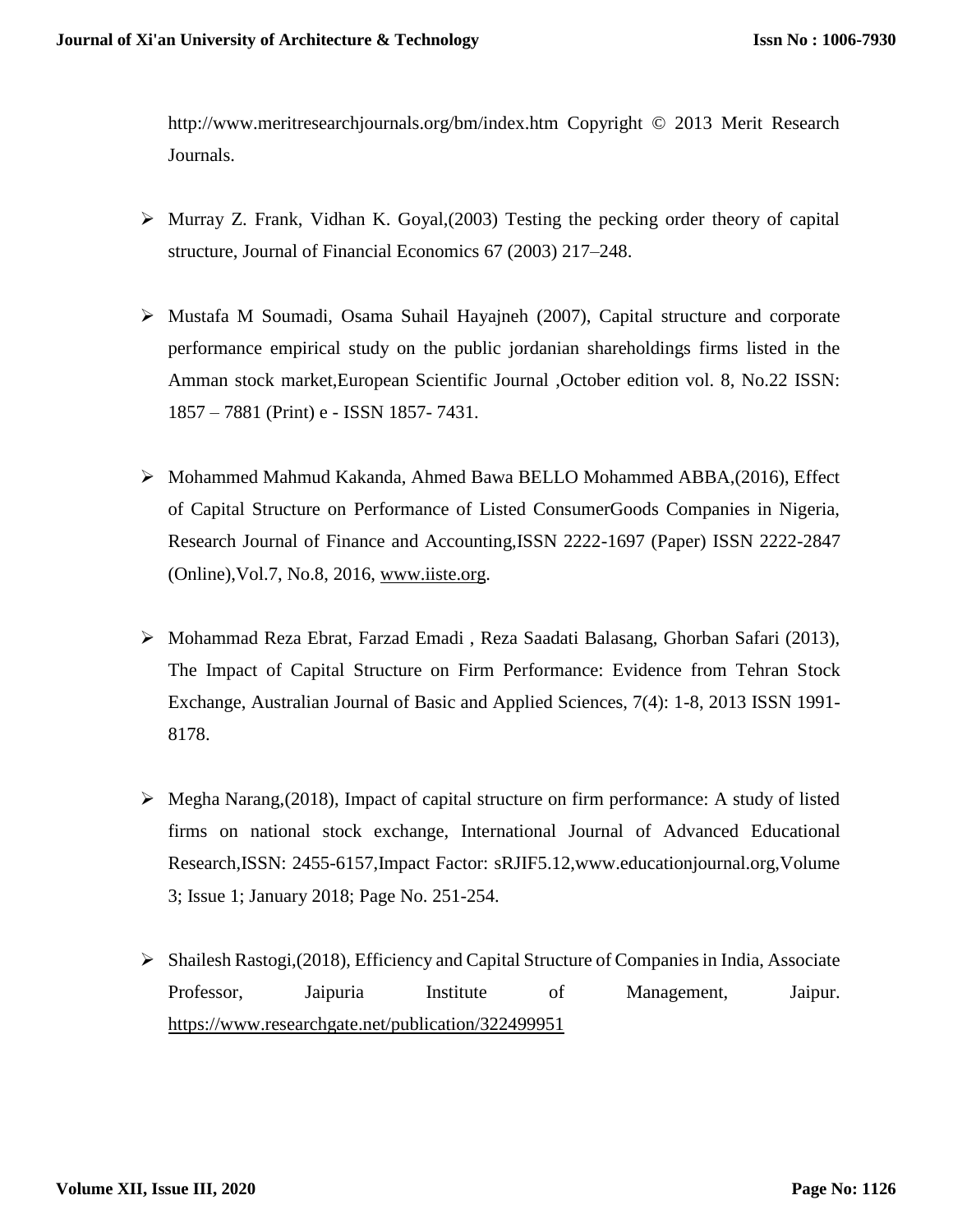http://www.meritresearchjournals.org/bm/index.htm Copyright © 2013 Merit Research Journals.

- Murray Z. Frank, Vidhan K. Goyal,(2003) Testing the pecking order theory of capital structure, Journal of Financial Economics 67 (2003) 217–248.

- Mustafa M Soumadi, Osama Suhail Hayajneh (2007), Capital structure and corporate performance empirical study on the public jordanian shareholdings firms listed in the Amman stock market,European Scientific Journal ,October edition vol. 8, No.22 ISSN: 1857 – 7881 (Print) e - ISSN 1857- 7431.

- Mohammed Mahmud Kakanda, Ahmed Bawa BELLO Mohammed ABBA,(2016), Effect of Capital Structure on Performance of Listed ConsumerGoods Companies in Nigeria, Research Journal of Finance and Accounting,ISSN 2222-1697 (Paper) ISSN 2222-2847 (Online),Vol.7, No.8, 2016, www.iiste.org.

- Mohammad Reza Ebrat, Farzad Emadi , Reza Saadati Balasang, Ghorban Safari (2013), The Impact of Capital Structure on Firm Performance: Evidence from Tehran Stock Exchange, Australian Journal of Basic and Applied Sciences, 7(4): 1-8, 2013 ISSN 1991-8178.

- Megha Narang,(2018), Impact of capital structure on firm performance: A study of listed firms on national stock exchange, International Journal of Advanced Educational Research,ISSN: 2455-6157,Impact Factor: sRJIF5.12,www.educationjournal.org,Volume 3; Issue 1; January 2018; Page No. 251-254.

- Shailesh Rastogi,(2018), Efficiency and Capital Structure of Companies in India, Associate Professor, Jaipuria Institute of Management, Jaipur. https://www.researchgate.net/publication/322499951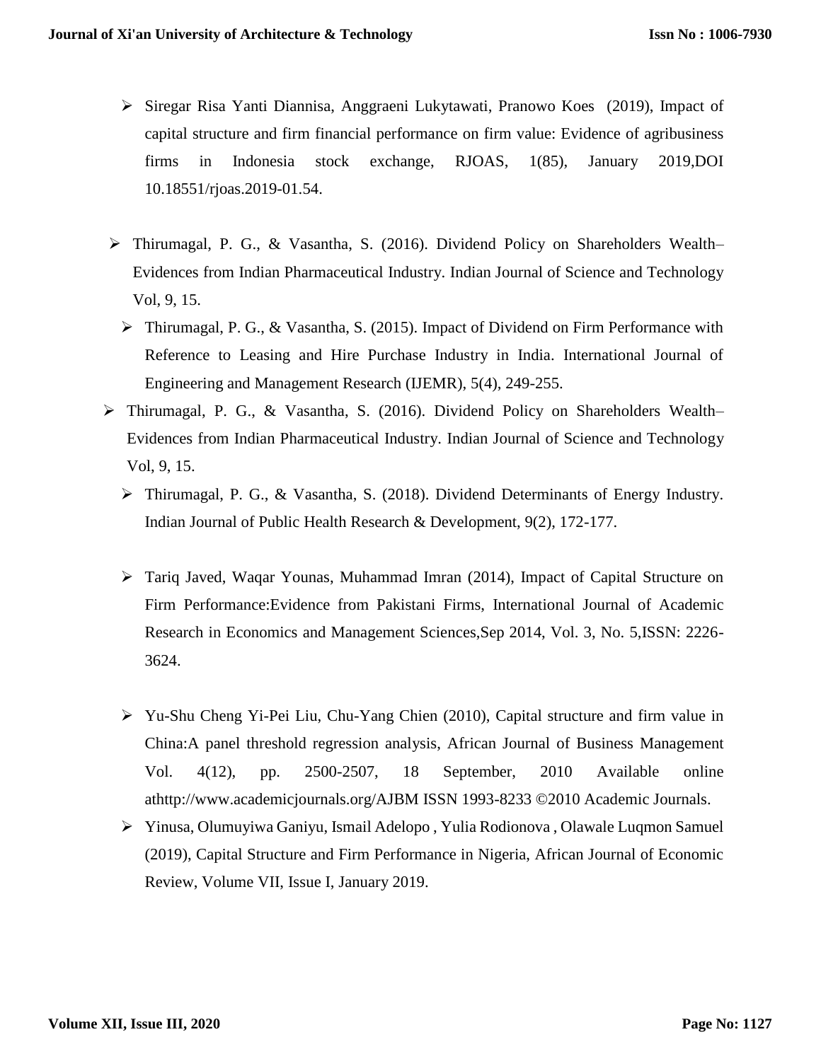- Siregar Risa Yanti Diannisa, Anggraeni Lukytawati, Pranowo Koes (2019), Impact of capital structure and firm financial performance on firm value: Evidence of agribusiness firms in Indonesia stock exchange, RJOAS, 1(85), January 2019,DOI 10.18551/rjoas.2019-01.54.

- Thirumagal, P. G., & Vasantha, S. (2016). Dividend Policy on Shareholders Wealth– Evidences from Indian Pharmaceutical Industry. Indian Journal of Science and Technology Vol, 9, 15.

- Thirumagal, P. G., & Vasantha, S. (2015). Impact of Dividend on Firm Performance with Reference to Leasing and Hire Purchase Industry in India. International Journal of Engineering and Management Research (IJEMR), 5(4), 249-255.

- Thirumagal, P. G., & Vasantha, S. (2016). Dividend Policy on Shareholders Wealth– Evidences from Indian Pharmaceutical Industry. Indian Journal of Science and Technology Vol, 9, 15.

- Thirumagal, P. G., & Vasantha, S. (2018). Dividend Determinants of Energy Industry. Indian Journal of Public Health Research & Development, 9(2), 172-177.

- Tariq Javed, Waqar Younas, Muhammad Imran (2014), Impact of Capital Structure on Firm Performance:Evidence from Pakistani Firms, International Journal of Academic Research in Economics and Management Sciences,Sep 2014, Vol. 3, No. 5,ISSN: 2226-3624.

- Yu-Shu Cheng Yi-Pei Liu, Chu-Yang Chien (2010), Capital structure and firm value in China:A panel threshold regression analysis, African Journal of Business Management Vol. 4(12), pp. 2500-2507, 18 September, 2010 Available online athttp://www.academicjournals.org/AJBM ISSN 1993-8233 ©2010 Academic Journals.

- Yinusa, Olumuyiwa Ganiyu, Ismail Adelopo , Yulia Rodionova , Olawale Luqmon Samuel (2019), Capital Structure and Firm Performance in Nigeria, African Journal of Economic Review, Volume VII, Issue I, January 2019.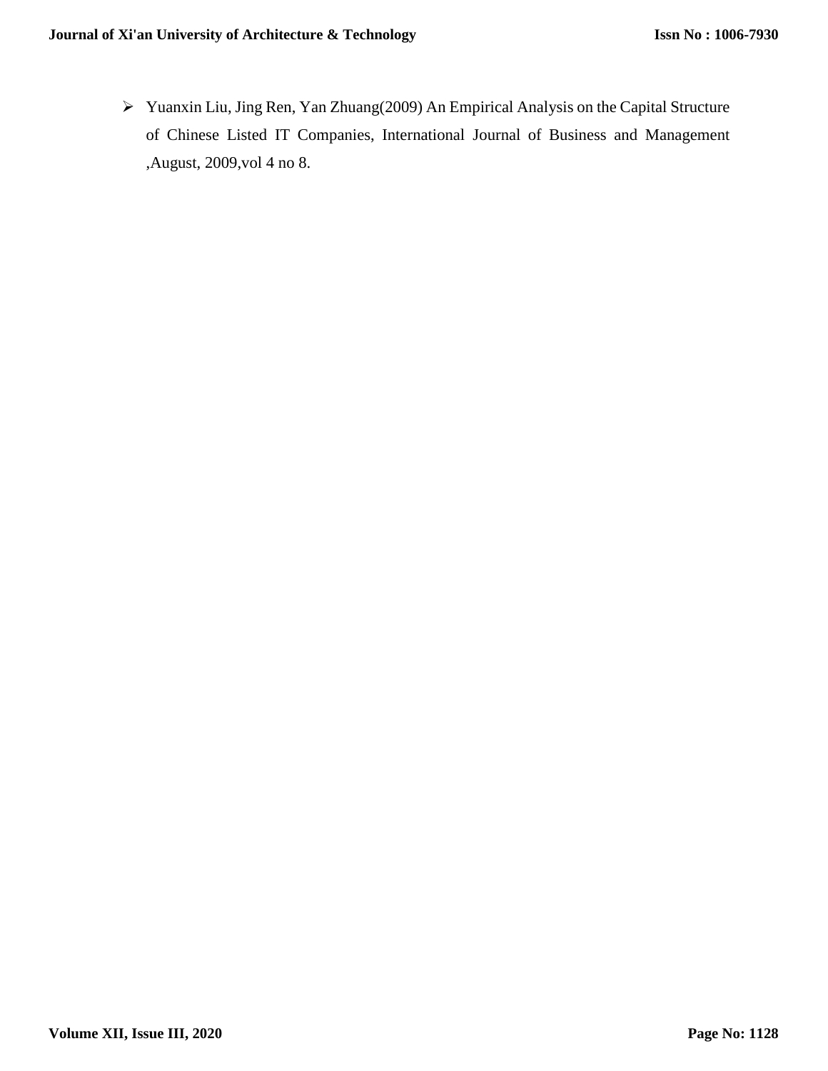- Yuanxin Liu, Jing Ren, Yan Zhuang(2009) An Empirical Analysis on the Capital Structure of Chinese Listed IT Companies, International Journal of Business and Management ,August, 2009,vol 4 no 8.